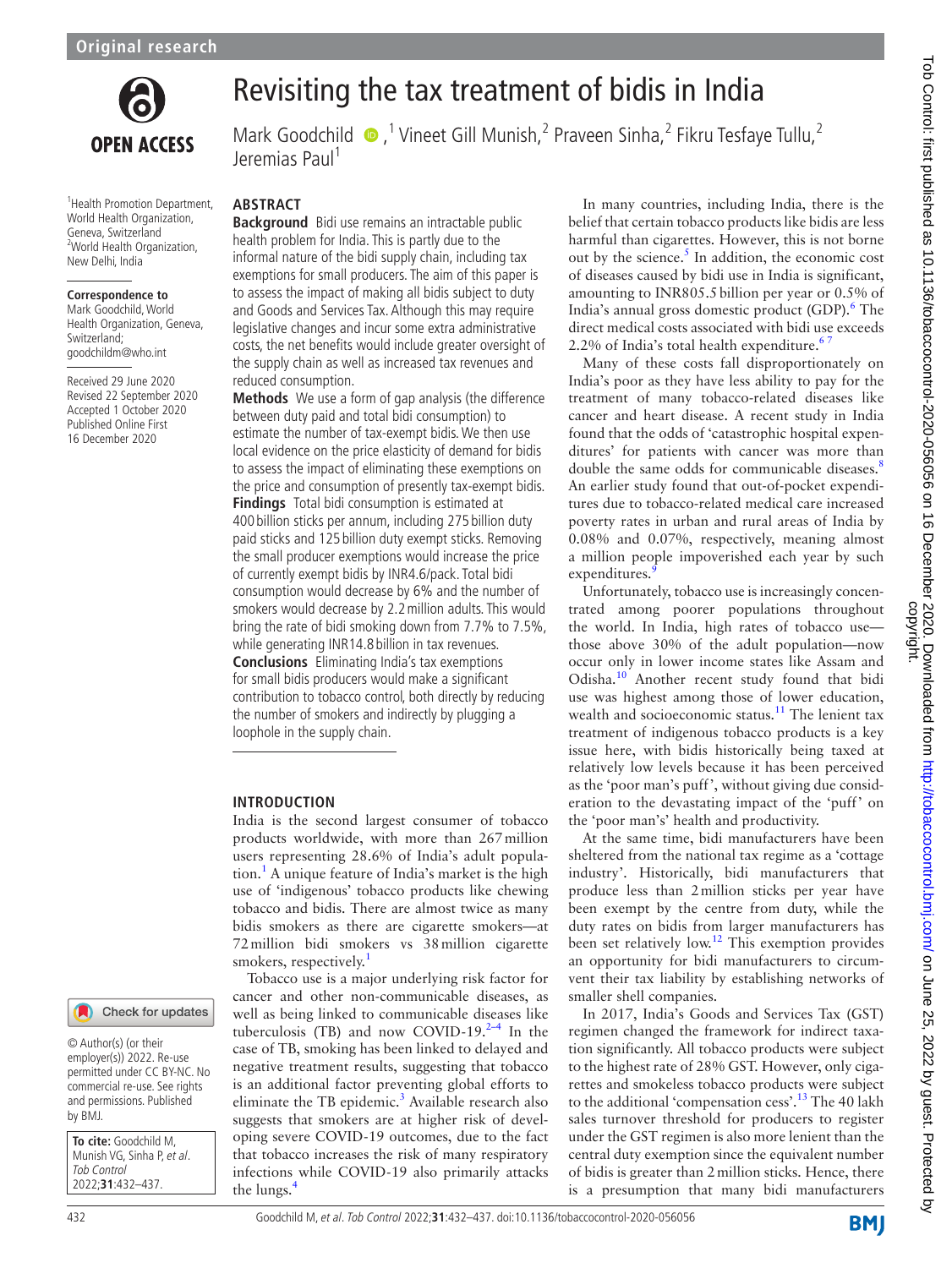Original research

# Revisiting the tax treatment of bidis in India

Mark Goodchild,[1] Vineet Gill Munish,[2] Praveen Sinha,[2] Fikru Tesfaye Tullu,[2] Jeremias Paul[1]

[1]Health Promotion Department, World Health Organization, Geneva, Switzerland
[2]World Health Organization, New Delhi, India

**Correspondence to**
Mark Goodchild, World Health Organization, Geneva, Switzerland; goodchildm@who.int

Received 29 June 2020
Revised 22 September 2020
Accepted 1 October 2020
Published Online First 16 December 2020

© Author(s) (or their employer(s)) 2022. Re-use permitted under CC BY-NC. No commercial re-use. See rights and permissions. Published by BMJ.

**To cite:** Goodchild M, Munish VG, Sinha P, et al. *Tob Control* 2022;**31**:432–437.

## ABSTRACT

**Background** Bidi use remains an intractable public health problem for India. This is partly due to the informal nature of the bidi supply chain, including tax exemptions for small producers. The aim of this paper is to assess the impact of making all bidis subject to duty and Goods and Services Tax. Although this may require legislative changes and incur some extra administrative costs, the net benefits would include greater oversight of the supply chain as well as increased tax revenues and reduced consumption.

**Methods** We use a form of gap analysis (the difference between duty paid and total bidi consumption) to estimate the number of tax-exempt bidis. We then use local evidence on the price elasticity of demand for bidis to assess the impact of eliminating these exemptions on the price and consumption of presently tax-exempt bidis.

**Findings** Total bidi consumption is estimated at 400 billion sticks per annum, including 275 billion duty paid sticks and 125 billion duty exempt sticks. Removing the small producer exemptions would increase the price of currently exempt bidis by INR4.6/pack. Total bidi consumption would decrease by 6% and the number of smokers would decrease by 2.2 million adults. This would bring the rate of bidi smoking down from 7.7% to 7.5%, while generating INR14.8 billion in tax revenues.

**Conclusions** Eliminating India's tax exemptions for small bidis producers would make a significant contribution to tobacco control, both directly by reducing the number of smokers and indirectly by plugging a loophole in the supply chain.

## INTRODUCTION

India is the second largest consumer of tobacco products worldwide, with more than 267 million users representing 28.6% of India's adult population.[1] A unique feature of India's market is the high use of 'indigenous' tobacco products like chewing tobacco and bidis. There are almost twice as many bidis smokers as there are cigarette smokers—at 72 million bidi smokers vs 38 million cigarette smokers, respectively.[1]

Tobacco use is a major underlying risk factor for cancer and other non-communicable diseases, as well as being linked to communicable diseases like tuberculosis (TB) and now COVID-19.[2–4] In the case of TB, smoking has been linked to delayed and negative treatment results, suggesting that tobacco is an additional factor preventing global efforts to eliminate the TB epidemic.[3] Available research also suggests that smokers are at higher risk of developing severe COVID-19 outcomes, due to the fact that tobacco increases the risk of many respiratory infections while COVID-19 also primarily attacks the lungs.[4]

In many countries, including India, there is the belief that certain tobacco products like bidis are less harmful than cigarettes. However, this is not borne out by the science.[5] In addition, the economic cost of diseases caused by bidi use in India is significant, amounting to INR805.5 billion per year or 0.5% of India's annual gross domestic product (GDP).[6] The direct medical costs associated with bidi use exceeds 2.2% of India's total health expenditure.[6 7]

Many of these costs fall disproportionately on India's poor as they have less ability to pay for the treatment of many tobacco-related diseases like cancer and heart disease. A recent study in India found that the odds of 'catastrophic hospital expenditures' for patients with cancer was more than double the same odds for communicable diseases.[8] An earlier study found that out-of-pocket expenditures due to tobacco-related medical care increased poverty rates in urban and rural areas of India by 0.08% and 0.07%, respectively, meaning almost a million people impoverished each year by such expenditures.[9]

Unfortunately, tobacco use is increasingly concentrated among poorer populations throughout the world. In India, high rates of tobacco use—those above 30% of the adult population—now occur only in lower income states like Assam and Odisha.[10] Another recent study found that bidi use was highest among those of lower education, wealth and socioeconomic status.[11] The lenient tax treatment of indigenous tobacco products is a key issue here, with bidis historically being taxed at relatively low levels because it has been perceived as the 'poor man's puff', without giving due consideration to the devastating impact of the 'puff' on the 'poor man's' health and productivity.

At the same time, bidi manufacturers have been sheltered from the national tax regime as a 'cottage industry'. Historically, bidi manufacturers that produce less than 2 million sticks per year have been exempt by the centre from duty, while the duty rates on bidis from larger manufacturers has been set relatively low.[12] This exemption provides an opportunity for bidi manufacturers to circumvent their tax liability by establishing networks of smaller shell companies.

In 2017, India's Goods and Services Tax (GST) regimen changed the framework for indirect taxation significantly. All tobacco products were subject to the highest rate of 28% GST. However, only cigarettes and smokeless tobacco products were subject to the additional 'compensation cess'.[13] The 40 lakh sales turnover threshold for producers to register under the GST regimen is also more lenient than the central duty exemption since the equivalent number of bidis is greater than 2 million sticks. Hence, there is a presumption that many bidi manufacturers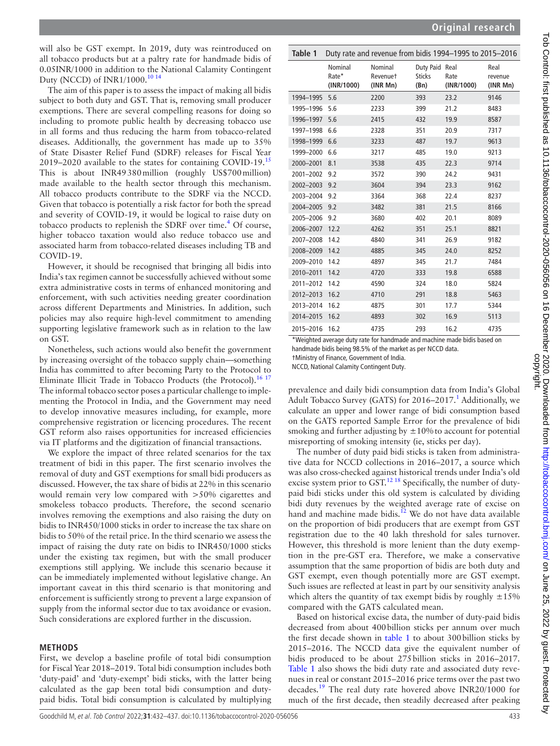will also be GST exempt. In 2019, duty was reintroduced on all tobacco products but at a paltry rate for handmade bidis of 0.05INR/1000 in addition to the National Calamity Contingent Duty (NCCD) of INR1/1000.[10 14]

The aim of this paper is to assess the impact of making all bidis subject to both duty and GST. That is, removing small producer exemptions. There are several compelling reasons for doing so including to promote public health by decreasing tobacco use in all forms and thus reducing the harm from tobacco-related diseases. Additionally, the government has made up to 35% of State Disaster Relief Fund (SDRF) releases for Fiscal Year 2019–2020 available to the states for containing COVID-19.[15] This is about INR49 380 million (roughly US$700 million) made available to the health sector through this mechanism. All tobacco products contribute to the SDRF via the NCCD. Given that tobacco is potentially a risk factor for both the spread and severity of COVID-19, it would be logical to raise duty on tobacco products to replenish the SDRF over time.[4] Of course, higher tobacco taxation would also reduce tobacco use and associated harm from tobacco-related diseases including TB and COVID-19.

However, it should be recognised that bringing all bidis into India's tax regimen cannot be successfully achieved without some extra administrative costs in terms of enhanced monitoring and enforcement, with such activities needing greater coordination across different Departments and Ministries. In addition, such policies may also require high-level commitment to amending supporting legislative framework such as in relation to the law on GST.

Nonetheless, such actions would also benefit the government by increasing oversight of the tobacco supply chain—something India has committed to after becoming Party to the Protocol to Eliminate Illicit Trade in Tobacco Products (the Protocol).[16 17] The informal tobacco sector poses a particular challenge to implementing the Protocol in India, and the Government may need to develop innovative measures including, for example, more comprehensive registration or licencing procedures. The recent GST reform also raises opportunities for increased efficiencies via IT platforms and the digitization of financial transactions.

We explore the impact of three related scenarios for the tax treatment of bidi in this paper. The first scenario involves the removal of duty and GST exemptions for small bidi producers as discussed. However, the tax share of bidis at 22% in this scenario would remain very low compared with >50% cigarettes and smokeless tobacco products. Therefore, the second scenario involves removing the exemptions and also raising the duty on bidis to INR450/1000 sticks in order to increase the tax share on bidis to 50% of the retail price. In the third scenario we assess the impact of raising the duty rate on bidis to INR450/1000 sticks under the existing tax regimen, but with the small producer exemptions still applying. We include this scenario because it can be immediately implemented without legislative change. An important caveat in this third scenario is that monitoring and enforcement is sufficiently strong to prevent a large expansion of supply from the informal sector due to tax avoidance or evasion. Such considerations are explored further in the discussion.

## METHODS

First, we develop a baseline profile of total bidi consumption for Fiscal Year 2018–2019. Total bidi consumption includes both 'duty-paid' and 'duty-exempt' bidi sticks, with the latter being calculated as the gap been total bidi consumption and duty-paid bidis. Total bidi consumption is calculated by multiplying prevalence and daily bidi consumption data from India's Global Adult Tobacco Survey (GATS) for 2016–2017.[1] Additionally, we calculate an upper and lower range of bidi consumption based on the GATS reported Sample Error for the prevalence of bidi smoking and further adjusting by ±10% to account for potential misreporting of smoking intensity (ie, sticks per day).

**Table 1** Duty rate and revenue from bidis 1994–1995 to 2015–2016

| | Nominal Rate* (INR/1000) | Nominal Revenue† (INR Mn) | Duty Paid Sticks (Bn) | Real Rate (INR/1000) | Real revenue (INR Mn) |
|---|---|---|---|---|---|
| 1994–1995 | 5.6 | 2200 | 393 | 23.2 | 9146 |
| 1995–1996 | 5.6 | 2233 | 399 | 21.2 | 8483 |
| 1996–1997 | 5.6 | 2415 | 432 | 19.9 | 8587 |
| 1997–1998 | 6.6 | 2328 | 351 | 20.9 | 7317 |
| 1998–1999 | 6.6 | 3233 | 487 | 19.7 | 9613 |
| 1999–2000 | 6.6 | 3217 | 485 | 19.0 | 9213 |
| 2000–2001 | 8.1 | 3538 | 435 | 22.3 | 9714 |
| 2001–2002 | 9.2 | 3572 | 390 | 24.2 | 9431 |
| 2002–2003 | 9.2 | 3604 | 394 | 23.3 | 9162 |
| 2003–2004 | 9.2 | 3364 | 368 | 22.4 | 8237 |
| 2004–2005 | 9.2 | 3482 | 381 | 21.5 | 8166 |
| 2005–2006 | 9.2 | 3680 | 402 | 20.1 | 8089 |
| 2006–2007 | 12.2 | 4262 | 351 | 25.1 | 8821 |
| 2007–2008 | 14.2 | 4840 | 341 | 26.9 | 9182 |
| 2008–2009 | 14.2 | 4885 | 345 | 24.0 | 8252 |
| 2009–2010 | 14.2 | 4897 | 345 | 21.7 | 7484 |
| 2010–2011 | 14.2 | 4720 | 333 | 19.8 | 6588 |
| 2011–2012 | 14.2 | 4590 | 324 | 18.0 | 5824 |
| 2012–2013 | 16.2 | 4710 | 291 | 18.8 | 5463 |
| 2013–2014 | 16.2 | 4875 | 301 | 17.7 | 5344 |
| 2014–2015 | 16.2 | 4893 | 302 | 16.9 | 5113 |
| 2015–2016 | 16.2 | 4735 | 293 | 16.2 | 4735 |

*Weighted average duty rate for handmade and machine made bidis based on handmade bidis being 98.5% of the market as per NCCD data.
†Ministry of Finance, Government of India.
NCCD, National Calamity Contingent Duty.

The number of duty paid bidi sticks is taken from administrative data for NCCD collections in 2016–2017, a source which was also cross-checked against historical trends under India's old excise system prior to GST.[12 18] Specifically, the number of duty-paid bidi sticks under this old system is calculated by dividing bidi duty revenues by the weighted average rate of excise on hand and machine made bidis.[12] We do not have data available on the proportion of bidi producers that are exempt from GST registration due to the 40 lakh threshold for sales turnover. However, this threshold is more lenient than the duty exemption in the pre-GST era. Therefore, we make a conservative assumption that the same proportion of bidis are both duty and GST exempt, even though potentially more are GST exempt. Such issues are reflected at least in part by our sensitivity analysis which alters the quantity of tax exempt bidis by roughly ±15% compared with the GATS calculated mean.

Based on historical excise data, the number of duty-paid bidis decreased from about 400 billion sticks per annum over much the first decade shown in table 1 to about 300 billion sticks by 2015–2016. The NCCD data give the equivalent number of bidis produced to be about 275 billion sticks in 2016–2017. Table 1 also shows the bidi duty rate and associated duty revenues in real or constant 2015–2016 price terms over the past two decades.[19] The real duty rate hovered above INR20/1000 for much of the first decade, then steadily decreased after peaking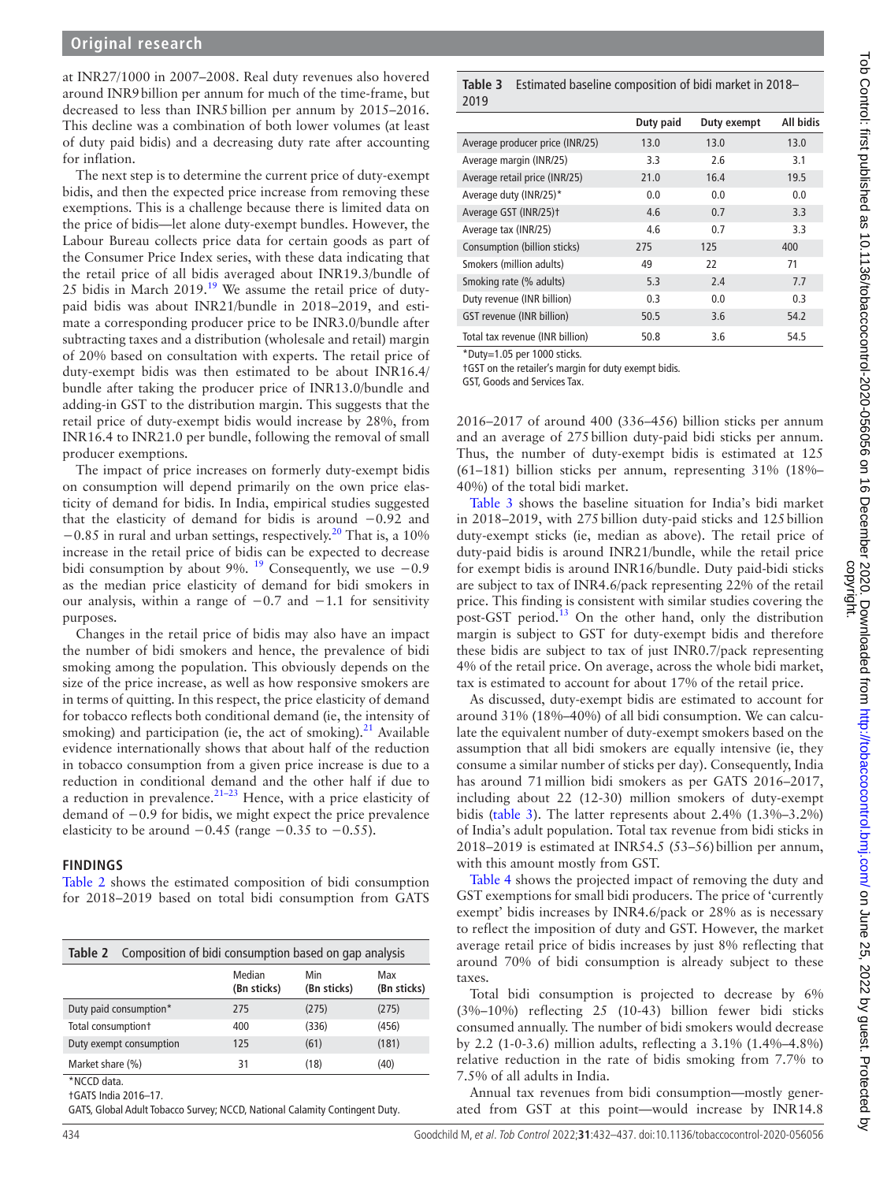at INR27/1000 in 2007–2008. Real duty revenues also hovered around INR9 billion per annum for much of the time-frame, but decreased to less than INR5 billion per annum by 2015–2016. This decline was a combination of both lower volumes (at least of duty paid bidis) and a decreasing duty rate after accounting for inflation.

The next step is to determine the current price of duty-exempt bidis, and then the expected price increase from removing these exemptions. This is a challenge because there is limited data on the price of bidis—let alone duty-exempt bundles. However, the Labour Bureau collects price data for certain goods as part of the Consumer Price Index series, with these data indicating that the retail price of all bidis averaged about INR19.3/bundle of 25 bidis in March 2019.[19] We assume the retail price of duty-paid bidis was about INR21/bundle in 2018–2019, and estimate a corresponding producer price to be INR3.0/bundle after subtracting taxes and a distribution (wholesale and retail) margin of 20% based on consultation with experts. The retail price of duty-exempt bidis was then estimated to be about INR16.4/bundle after taking the producer price of INR13.0/bundle and adding-in GST to the distribution margin. This suggests that the retail price of duty-exempt bidis would increase by 28%, from INR16.4 to INR21.0 per bundle, following the removal of small producer exemptions.

The impact of price increases on formerly duty-exempt bidis on consumption will depend primarily on the own price elasticity of demand for bidis. In India, empirical studies suggested that the elasticity of demand for bidis is around −0.92 and −0.85 in rural and urban settings, respectively.[20] That is, a 10% increase in the retail price of bidis can be expected to decrease bidi consumption by about 9%. [19] Consequently, we use −0.9 as the median price elasticity of demand for bidi smokers in our analysis, within a range of −0.7 and −1.1 for sensitivity purposes.

Changes in the retail price of bidis may also have an impact the number of bidi smokers and hence, the prevalence of bidi smoking among the population. This obviously depends on the size of the price increase, as well as how responsive smokers are in terms of quitting. In this respect, the price elasticity of demand for tobacco reflects both conditional demand (ie, the intensity of smoking) and participation (ie, the act of smoking).[21] Available evidence internationally shows that about half of the reduction in tobacco consumption from a given price increase is due to a reduction in conditional demand and the other half if due to a reduction in prevalence.[21–23] Hence, with a price elasticity of demand of −0.9 for bidis, we might expect the price prevalence elasticity to be around −0.45 (range −0.35 to −0.55).

## FINDINGS

Table 2 shows the estimated composition of bidi consumption for 2018–2019 based on total bidi consumption from GATS 2016–2017 of around 400 (336–456) billion sticks per annum and an average of 275 billion duty-paid bidi sticks per annum. Thus, the number of duty-exempt bidis is estimated at 125 (61–181) billion sticks per annum, representing 31% (18%–40%) of the total bidi market.

**Table 2** Composition of bidi consumption based on gap analysis

| | Median (Bn sticks) | Min (Bn sticks) | Max (Bn sticks) |
|---|---|---|---|
| Duty paid consumption* | 275 | (275) | (275) |
| Total consumption† | 400 | (336) | (456) |
| Duty exempt consumption | 125 | (61) | (181) |
| Market share (%) | 31 | (18) | (40) |

*NCCD data.
†GATS India 2016–17.
GATS, Global Adult Tobacco Survey; NCCD, National Calamity Contingent Duty.

**Table 3** Estimated baseline composition of bidi market in 2018–2019

| | Duty paid | Duty exempt | All bidis |
|---|---|---|---|
| Average producer price (INR/25) | 13.0 | 13.0 | 13.0 |
| Average margin (INR/25) | 3.3 | 2.6 | 3.1 |
| Average retail price (INR/25) | 21.0 | 16.4 | 19.5 |
| Average duty (INR/25)* | 0.0 | 0.0 | 0.0 |
| Average GST (INR/25)† | 4.6 | 0.7 | 3.3 |
| Average tax (INR/25) | 4.6 | 0.7 | 3.3 |
| Consumption (billion sticks) | 275 | 125 | 400 |
| Smokers (million adults) | 49 | 22 | 71 |
| Smoking rate (% adults) | 5.3 | 2.4 | 7.7 |
| Duty revenue (INR billion) | 0.3 | 0.0 | 0.3 |
| GST revenue (INR billion) | 50.5 | 3.6 | 54.2 |
| Total tax revenue (INR billion) | 50.8 | 3.6 | 54.5 |

*Duty=1.05 per 1000 sticks.
†GST on the retailer's margin for duty exempt bidis.
GST, Goods and Services Tax.

Table 3 shows the baseline situation for India's bidi market in 2018–2019, with 275 billion duty-paid sticks and 125 billion duty-exempt sticks (ie, median as above). The retail price of duty-paid bidis is around INR21/bundle, while the retail price for exempt bidis is around INR16/bundle. Duty paid-bidi sticks are subject to tax of INR4.6/pack representing 22% of the retail price. This finding is consistent with similar studies covering the post-GST period.[13] On the other hand, only the distribution margin is subject to GST for duty-exempt bidis and therefore these bidis are subject to tax of just INR0.7/pack representing 4% of the retail price. On average, across the whole bidi market, tax is estimated to account for about 17% of the retail price.

As discussed, duty-exempt bidis are estimated to account for around 31% (18%–40%) of all bidi consumption. We can calculate the equivalent number of duty-exempt smokers based on the assumption that all bidi smokers are equally intensive (ie, they consume a similar number of sticks per day). Consequently, India has around 71 million bidi smokers as per GATS 2016–2017, including about 22 (12-30) million smokers of duty-exempt bidis (table 3). The latter represents about 2.4% (1.3%–3.2%) of India's adult population. Total tax revenue from bidi sticks in 2018–2019 is estimated at INR54.5 (53–56) billion per annum, with this amount mostly from GST.

Table 4 shows the projected impact of removing the duty and GST exemptions for small bidi producers. The price of 'currently exempt' bidis increases by INR4.6/pack or 28% as is necessary to reflect the imposition of duty and GST. However, the market average retail price of bidis increases by just 8% reflecting that around 70% of bidi consumption is already subject to these taxes.

Total bidi consumption is projected to decrease by 6% (3%–10%) reflecting 25 (10-43) billion fewer bidi sticks consumed annually. The number of bidi smokers would decrease by 2.2 (1-0-3.6) million adults, reflecting a 3.1% (1.4%–4.8%) relative reduction in the rate of bidis smoking from 7.7% to 7.5% of all adults in India.

Annual tax revenues from bidi consumption—mostly generated from GST at this point—would increase by INR14.8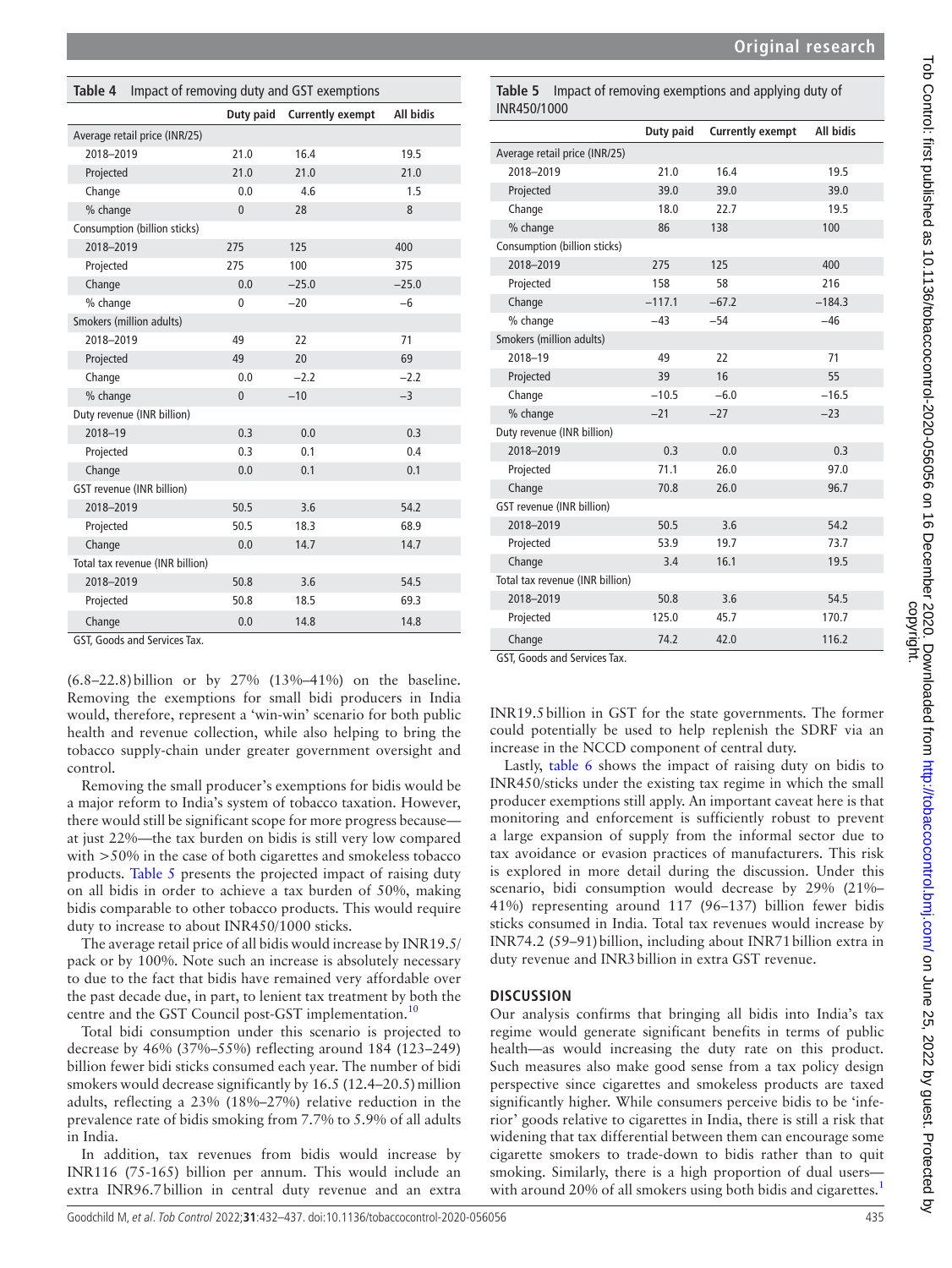**Table 4** Impact of removing duty and GST exemptions

| | Duty paid | Currently exempt | All bidis |
|---|---|---|---|
| Average retail price (INR/25) | | | |
| 2018–2019 | 21.0 | 16.4 | 19.5 |
| Projected | 21.0 | 21.0 | 21.0 |
| Change | 0.0 | 4.6 | 1.5 |
| % change | 0 | 28 | 8 |
| Consumption (billion sticks) | | | |
| 2018–2019 | 275 | 125 | 400 |
| Projected | 275 | 100 | 375 |
| Change | 0.0 | −25.0 | −25.0 |
| % change | 0 | −20 | −6 |
| Smokers (million adults) | | | |
| 2018–2019 | 49 | 22 | 71 |
| Projected | 49 | 20 | 69 |
| Change | 0.0 | −2.2 | −2.2 |
| % change | 0 | −10 | −3 |
| Duty revenue (INR billion) | | | |
| 2018–19 | 0.3 | 0.0 | 0.3 |
| Projected | 0.3 | 0.1 | 0.4 |
| Change | 0.0 | 0.1 | 0.1 |
| GST revenue (INR billion) | | | |
| 2018–2019 | 50.5 | 3.6 | 54.2 |
| Projected | 50.5 | 18.3 | 68.9 |
| Change | 0.0 | 14.7 | 14.7 |
| Total tax revenue (INR billion) | | | |
| 2018–2019 | 50.8 | 3.6 | 54.5 |
| Projected | 50.8 | 18.5 | 69.3 |
| Change | 0.0 | 14.8 | 14.8 |

GST, Goods and Services Tax.

(6.8–22.8) billion or by 27% (13%–41%) on the baseline. Removing the exemptions for small bidi producers in India would, therefore, represent a 'win-win' scenario for both public health and revenue collection, while also helping to bring the tobacco supply-chain under greater government oversight and control.

Removing the small producer's exemptions for bidis would be a major reform to India's system of tobacco taxation. However, there would still be significant scope for more progress because—at just 22%—the tax burden on bidis is still very low compared with >50% in the case of both cigarettes and smokeless tobacco products. Table 5 presents the projected impact of raising duty on all bidis in order to achieve a tax burden of 50%, making bidis comparable to other tobacco products. This would require duty to increase to about INR450/1000 sticks.

The average retail price of all bidis would increase by INR19.5/pack or by 100%. Note such an increase is absolutely necessary to due to the fact that bidis have remained very affordable over the past decade due, in part, to lenient tax treatment by both the centre and the GST Council post-GST implementation.[10]

Total bidi consumption under this scenario is projected to decrease by 46% (37%–55%) reflecting around 184 (123–249) billion fewer bidi sticks consumed each year. The number of bidi smokers would decrease significantly by 16.5 (12.4–20.5) million adults, reflecting a 23% (18%–27%) relative reduction in the prevalence rate of bidis smoking from 7.7% to 5.9% of all adults in India.

In addition, tax revenues from bidis would increase by INR116 (75-165) billion per annum. This would include an extra INR96.7 billion in central duty revenue and an extra INR19.5 billion in GST for the state governments. The former could potentially be used to help replenish the SDRF via an increase in the NCCD component of central duty.

**Table 5** Impact of removing exemptions and applying duty of INR450/1000

| | Duty paid | Currently exempt | All bidis |
|---|---|---|---|
| Average retail price (INR/25) | | | |
| 2018–2019 | 21.0 | 16.4 | 19.5 |
| Projected | 39.0 | 39.0 | 39.0 |
| Change | 18.0 | 22.7 | 19.5 |
| % change | 86 | 138 | 100 |
| Consumption (billion sticks) | | | |
| 2018–2019 | 275 | 125 | 400 |
| Projected | 158 | 58 | 216 |
| Change | −117.1 | −67.2 | −184.3 |
| % change | −43 | −54 | −46 |
| Smokers (million adults) | | | |
| 2018–19 | 49 | 22 | 71 |
| Projected | 39 | 16 | 55 |
| Change | −10.5 | −6.0 | −16.5 |
| % change | −21 | −27 | −23 |
| Duty revenue (INR billion) | | | |
| 2018–2019 | 0.3 | 0.0 | 0.3 |
| Projected | 71.1 | 26.0 | 97.0 |
| Change | 70.8 | 26.0 | 96.7 |
| GST revenue (INR billion) | | | |
| 2018–2019 | 50.5 | 3.6 | 54.2 |
| Projected | 53.9 | 19.7 | 73.7 |
| Change | 3.4 | 16.1 | 19.5 |
| Total tax revenue (INR billion) | | | |
| 2018–2019 | 50.8 | 3.6 | 54.5 |
| Projected | 125.0 | 45.7 | 170.7 |
| Change | 74.2 | 42.0 | 116.2 |

GST, Goods and Services Tax.

Lastly, table 6 shows the impact of raising duty on bidis to INR450/sticks under the existing tax regime in which the small producer exemptions still apply. An important caveat here is that monitoring and enforcement is sufficiently robust to prevent a large expansion of supply from the informal sector due to tax avoidance or evasion practices of manufacturers. This risk is explored in more detail during the discussion. Under this scenario, bidi consumption would decrease by 29% (21%–41%) representing around 117 (96–137) billion fewer bidis sticks consumed in India. Total tax revenues would increase by INR74.2 (59–91) billion, including about INR71 billion extra in duty revenue and INR3 billion in extra GST revenue.

## DISCUSSION

Our analysis confirms that bringing all bidis into India's tax regime would generate significant benefits in terms of public health—as would increasing the duty rate on this product. Such measures also make good sense from a tax policy design perspective since cigarettes and smokeless products are taxed significantly higher. While consumers perceive bidis to be 'inferior' goods relative to cigarettes in India, there is still a risk that widening that tax differential between them can encourage some cigarette smokers to trade-down to bidis rather than to quit smoking. Similarly, there is a high proportion of dual users—with around 20% of all smokers using both bidis and cigarettes.[1]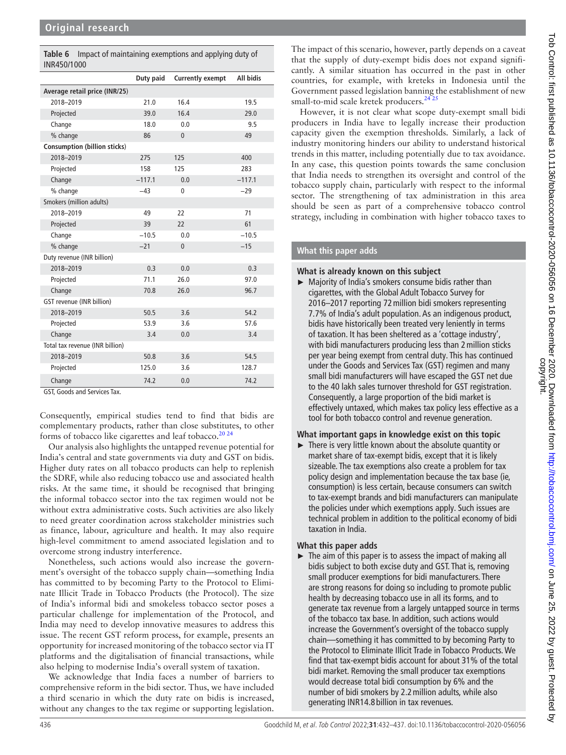**Table 6** Impact of maintaining exemptions and applying duty of INR450/1000

| | Duty paid | Currently exempt | All bidis |
|---|---|---|---|
| **Average retail price (INR/25)** | | | |
| 2018–2019 | 21.0 | 16.4 | 19.5 |
| Projected | 39.0 | 16.4 | 29.0 |
| Change | 18.0 | 0.0 | 9.5 |
| % change | 86 | 0 | 49 |
| **Consumption (billion sticks)** | | | |
| 2018–2019 | 275 | 125 | 400 |
| Projected | 158 | 125 | 283 |
| Change | −117.1 | 0.0 | −117.1 |
| % change | −43 | 0 | −29 |
| Smokers (million adults) | | | |
| 2018–2019 | 49 | 22 | 71 |
| Projected | 39 | 22 | 61 |
| Change | −10.5 | 0.0 | −10.5 |
| % change | −21 | 0 | −15 |
| Duty revenue (INR billion) | | | |
| 2018–2019 | 0.3 | 0.0 | 0.3 |
| Projected | 71.1 | 26.0 | 97.0 |
| Change | 70.8 | 26.0 | 96.7 |
| GST revenue (INR billion) | | | |
| 2018–2019 | 50.5 | 3.6 | 54.2 |
| Projected | 53.9 | 3.6 | 57.6 |
| Change | 3.4 | 0.0 | 3.4 |
| Total tax revenue (INR billion) | | | |
| 2018–2019 | 50.8 | 3.6 | 54.5 |
| Projected | 125.0 | 3.6 | 128.7 |
| Change | 74.2 | 0.0 | 74.2 |

GST, Goods and Services Tax.

Consequently, empirical studies tend to find that bidis are complementary products, rather than close substitutes, to other forms of tobacco like cigarettes and leaf tobacco.[20 24]

Our analysis also highlights the untapped revenue potential for India's central and state governments via duty and GST on bidis. Higher duty rates on all tobacco products can help to replenish the SDRF, while also reducing tobacco use and associated health risks. At the same time, it should be recognised that bringing the informal tobacco sector into the tax regimen would not be without extra administrative costs. Such activities are also likely to need greater coordination across stakeholder ministries such as finance, labour, agriculture and health. It may also require high-level commitment to amend associated legislation and to overcome strong industry interference.

Nonetheless, such actions would also increase the government's oversight of the tobacco supply chain—something India has committed to by becoming Party to the Protocol to Eliminate Illicit Trade in Tobacco Products (the Protocol). The size of India's informal bidi and smokeless tobacco sector poses a particular challenge for implementation of the Protocol, and India may need to develop innovative measures to address this issue. The recent GST reform process, for example, presents an opportunity for increased monitoring of the tobacco sector via IT platforms and the digitalisation of financial transactions, while also helping to modernise India's overall system of taxation.

We acknowledge that India faces a number of barriers to comprehensive reform in the bidi sector. Thus, we have included a third scenario in which the duty rate on bidis is increased, without any changes to the tax regime or supporting legislation. The impact of this scenario, however, partly depends on a caveat that the supply of duty-exempt bidis does not expand significantly. A similar situation has occurred in the past in other countries, for example, with kreteks in Indonesia until the Government passed legislation banning the establishment of new small-to-mid scale kretek producers.[24 25]

However, it is not clear what scope duty-exempt small bidi producers in India have to legally increase their production capacity given the exemption thresholds. Similarly, a lack of industry monitoring hinders our ability to understand historical trends in this matter, including potentially due to tax avoidance. In any case, this question points towards the same conclusion that India needs to strengthen its oversight and control of the tobacco supply chain, particularly with respect to the informal sector. The strengthening of tax administration in this area should be seen as part of a comprehensive tobacco control strategy, including in combination with higher tobacco taxes to

## What this paper adds

### What is already known on this subject

- Majority of India's smokers consume bidis rather than cigarettes, with the Global Adult Tobacco Survey for 2016–2017 reporting 72 million bidi smokers representing 7.7% of India's adult population. As an indigenous product, bidis have historically been treated very leniently in terms of taxation. It has been sheltered as a 'cottage industry', with bidi manufacturers producing less than 2 million sticks per year being exempt from central duty. This has continued under the Goods and Services Tax (GST) regimen and many small bidi manufacturers will have escaped the GST net due to the 40 lakh sales turnover threshold for GST registration. Consequently, a large proportion of the bidi market is effectively untaxed, which makes tax policy less effective as a tool for both tobacco control and revenue generation.

### What important gaps in knowledge exist on this topic

- There is very little known about the absolute quantity or market share of tax-exempt bidis, except that it is likely sizeable. The tax exemptions also create a problem for tax policy design and implementation because the tax base (ie, consumption) is less certain, because consumers can switch to tax-exempt brands and bidi manufacturers can manipulate the policies under which exemptions apply. Such issues are technical problem in addition to the political economy of bidi taxation in India.

### What this paper adds

- The aim of this paper is to assess the impact of making all bidis subject to both excise duty and GST. That is, removing small producer exemptions for bidi manufacturers. There are strong reasons for doing so including to promote public health by decreasing tobacco use in all its forms, and to generate tax revenue from a largely untapped source in terms of the tobacco tax base. In addition, such actions would increase the Government's oversight of the tobacco supply chain—something it has committed to by becoming Party to the Protocol to Eliminate Illicit Trade in Tobacco Products. We find that tax-exempt bidis account for about 31% of the total bidi market. Removing the small producer tax exemptions would decrease total bidi consumption by 6% and the number of bidi smokers by 2.2 million adults, while also generating INR14.8 billion in tax revenues.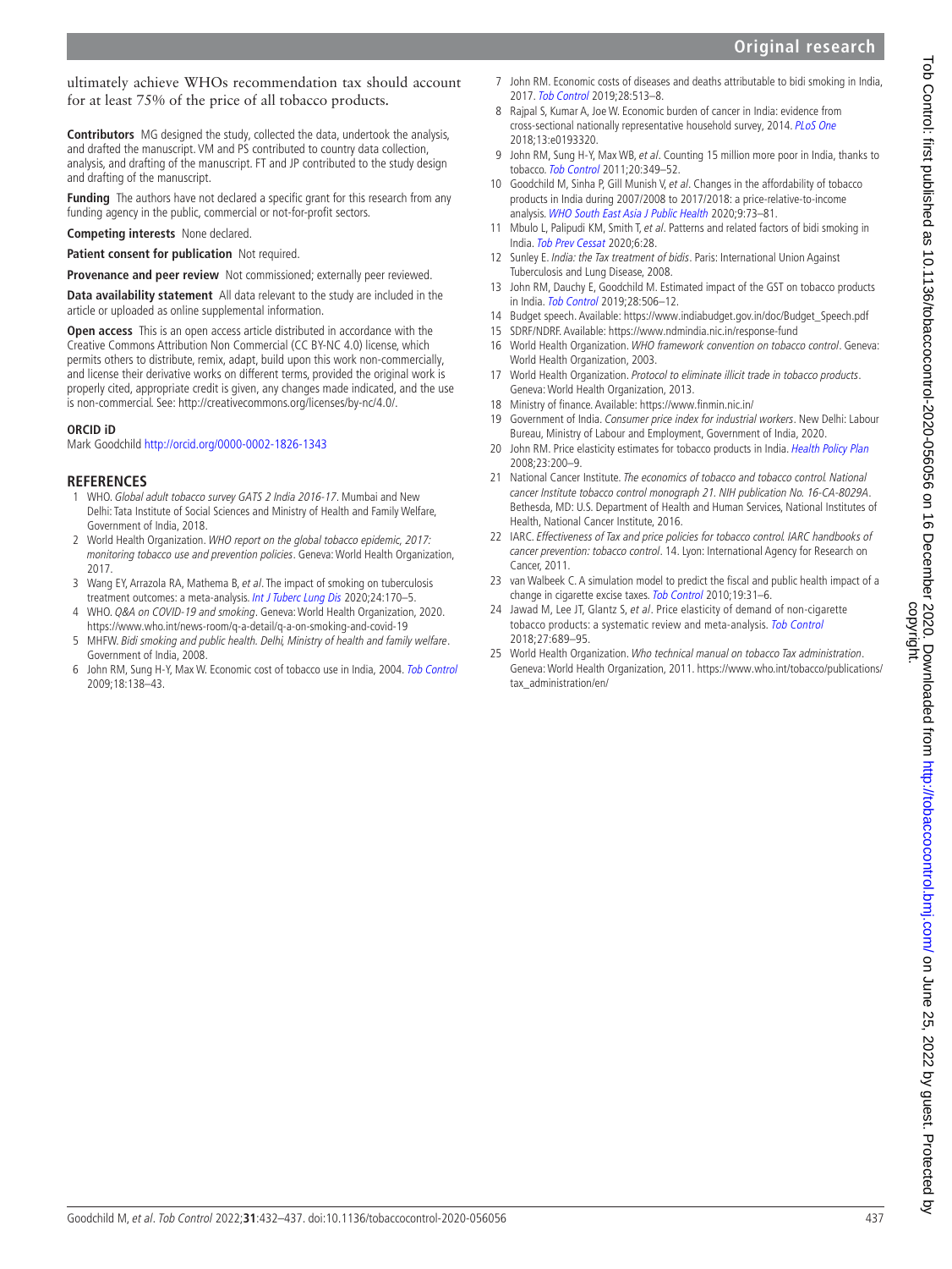ultimately achieve WHOs recommendation tax should account for at least 75% of the price of all tobacco products.

**Contributors** MG designed the study, collected the data, undertook the analysis, and drafted the manuscript. VM and PS contributed to country data collection, analysis, and drafting of the manuscript. FT and JP contributed to the study design and drafting of the manuscript.

**Funding** The authors have not declared a specific grant for this research from any funding agency in the public, commercial or not-for-profit sectors.

**Competing interests** None declared.

**Patient consent for publication** Not required.

**Provenance and peer review** Not commissioned; externally peer reviewed.

**Data availability statement** All data relevant to the study are included in the article or uploaded as online supplemental information.

**Open access** This is an open access article distributed in accordance with the Creative Commons Attribution Non Commercial (CC BY-NC 4.0) license, which permits others to distribute, remix, adapt, build upon this work non-commercially, and license their derivative works on different terms, provided the original work is properly cited, appropriate credit is given, any changes made indicated, and the use is non-commercial. See: http://creativecommons.org/licenses/by-nc/4.0/.

**ORCID iD**

Mark Goodchild http://orcid.org/0000-0002-1826-1343

## REFERENCES

1. WHO. *Global adult tobacco survey GATS 2 India 2016-17*. Mumbai and New Delhi: Tata Institute of Social Sciences and Ministry of Health and Family Welfare, Government of India, 2018.
2. World Health Organization. *WHO report on the global tobacco epidemic, 2017: monitoring tobacco use and prevention policies*. Geneva: World Health Organization, 2017.
3. Wang EY, Arrazola RA, Mathema B, *et al*. The impact of smoking on tuberculosis treatment outcomes: a meta-analysis. *Int J Tuberc Lung Dis* 2020;24:170–5.
4. WHO. *Q&A on COVID-19 and smoking*. Geneva: World Health Organization, 2020. https://www.who.int/news-room/q-a-detail/q-a-on-smoking-and-covid-19
5. MHFW. *Bidi smoking and public health. Delhi, Ministry of health and family welfare*. Government of India, 2008.
6. John RM, Sung H-Y, Max W. Economic cost of tobacco use in India, 2004. *Tob Control* 2009;18:138–43.
7. John RM. Economic costs of diseases and deaths attributable to bidi smoking in India, 2017. *Tob Control* 2019;28:513–8.
8. Rajpal S, Kumar A, Joe W. Economic burden of cancer in India: evidence from cross-sectional nationally representative household survey, 2014. *PLoS One* 2018;13:e0193320.
9. John RM, Sung H-Y, Max WB, *et al*. Counting 15 million more poor in India, thanks to tobacco. *Tob Control* 2011;20:349–52.
10. Goodchild M, Sinha P, Gill Munish V, *et al*. Changes in the affordability of tobacco products in India during 2007/2008 to 2017/2018: a price-relative-to-income analysis. *WHO South East Asia J Public Health* 2020;9:73–81.
11. Mbulo L, Palipudi KM, Smith T, *et al*. Patterns and related factors of bidi smoking in India. *Tob Prev Cessat* 2020;6:28.
12. Sunley E. *India: the Tax treatment of bidis*. Paris: International Union Against Tuberculosis and Lung Disease, 2008.
13. John RM, Dauchy E, Goodchild M. Estimated impact of the GST on tobacco products in India. *Tob Control* 2019;28:506–12.
14. Budget speech. Available: https://www.indiabudget.gov.in/doc/Budget_Speech.pdf
15. SDRF/NDRF. Available: https://www.ndmindia.nic.in/response-fund
16. World Health Organization. *WHO framework convention on tobacco control*. Geneva: World Health Organization, 2003.
17. World Health Organization. *Protocol to eliminate illicit trade in tobacco products*. Geneva: World Health Organization, 2013.
18. Ministry of finance. Available: https://www.finmin.nic.in/
19. Government of India. *Consumer price index for industrial workers*. New Delhi: Labour Bureau, Ministry of Labour and Employment, Government of India, 2020.
20. John RM. Price elasticity estimates for tobacco products in India. *Health Policy Plan* 2008;23:200–9.
21. National Cancer Institute. *The economics of tobacco and tobacco control. National cancer Institute tobacco control monograph 21. NIH publication No. 16-CA-8029A*. Bethesda, MD: U.S. Department of Health and Human Services, National Institutes of Health, National Cancer Institute, 2016.
22. IARC. *Effectiveness of Tax and price policies for tobacco control. IARC handbooks of cancer prevention: tobacco control*. 14. Lyon: International Agency for Research on Cancer, 2011.
23. van Walbeek C. A simulation model to predict the fiscal and public health impact of a change in cigarette excise taxes. *Tob Control* 2010;19:31–6.
24. Jawad M, Lee JT, Glantz S, *et al*. Price elasticity of demand of non-cigarette tobacco products: a systematic review and meta-analysis. *Tob Control* 2018;27:689–95.
25. World Health Organization. *Who technical manual on tobacco Tax administration*. Geneva: World Health Organization, 2011. https://www.who.int/tobacco/publications/tax_administration/en/